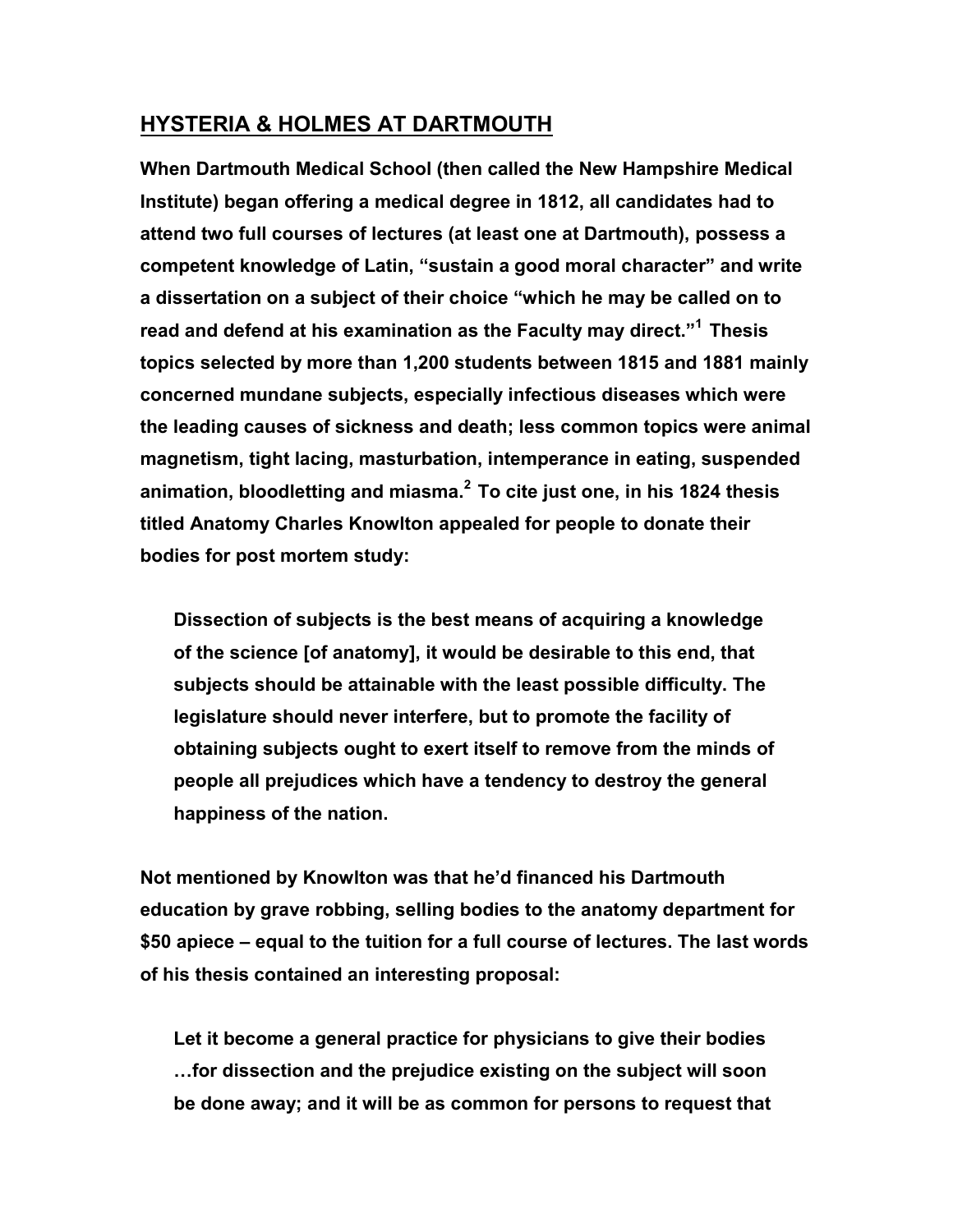## HYSTERIA & HOLMES AT DARTMOUTH

**When Dartmouth Medical School (then called the New Hampshire Medical Institute) began offering a medical degree in 1812, all candidates had to attend two full courses of lectures (at least one at Dartmouth), possess a competent knowledge of Latin, "sustain a good moral character" and write a dissertation on a subject of their choice "which he may be called on to read and defend at his examination as the Faculty may direct."[1] Thesis topics selected by more than 1,200 students between 1815 and 1881 mainly concerned mundane subjects, especially infectious diseases which were the leading causes of sickness and death; less common topics were animal magnetism, tight lacing, masturbation, intemperance in eating, suspended animation, bloodletting and miasma.[2] To cite just one, in his 1824 thesis titled Anatomy Charles Knowlton appealed for people to donate their bodies for post mortem study:**

> **Dissection of subjects is the best means of acquiring a knowledge of the science [of anatomy], it would be desirable to this end, that subjects should be attainable with the least possible difficulty. The legislature should never interfere, but to promote the facility of obtaining subjects ought to exert itself to remove from the minds of people all prejudices which have a tendency to destroy the general happiness of the nation.**

**Not mentioned by Knowlton was that he'd financed his Dartmouth education by grave robbing, selling bodies to the anatomy department for $50 apiece – equal to the tuition for a full course of lectures. The last words of his thesis contained an interesting proposal:**

> **Let it become a general practice for physicians to give their bodies …for dissection and the prejudice existing on the subject will soon be done away; and it will be as common for persons to request that**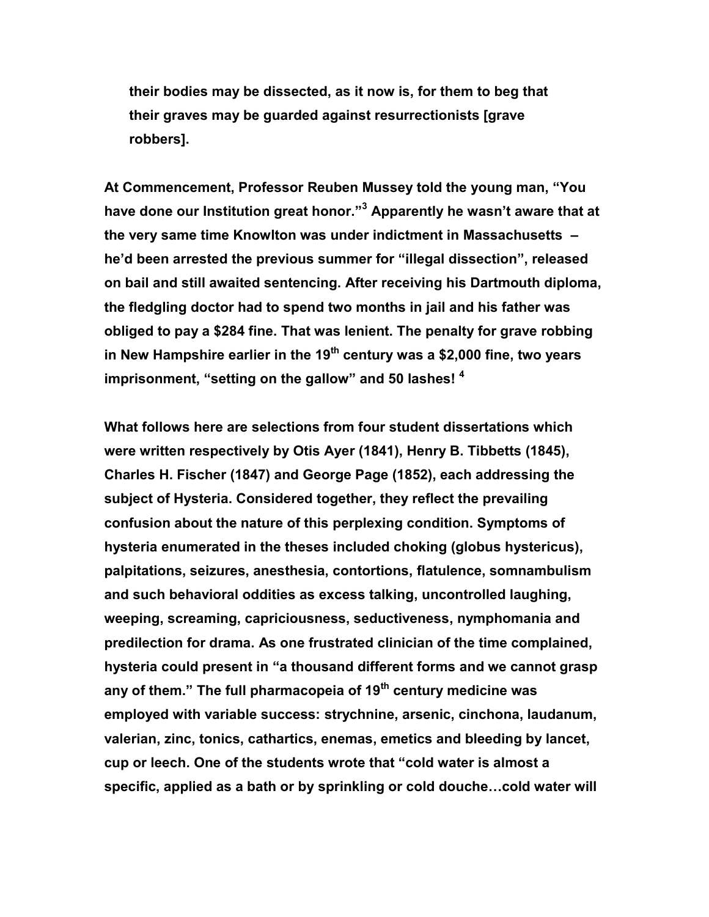> **their bodies may be dissected, as it now is, for them to beg that their graves may be guarded against resurrectionists [grave robbers].**

**At Commencement, Professor Reuben Mussey told the young man, "You have done our Institution great honor."[3] Apparently he wasn't aware that at the very same time Knowlton was under indictment in Massachusetts – he'd been arrested the previous summer for "illegal dissection", released on bail and still awaited sentencing. After receiving his Dartmouth diploma, the fledgling doctor had to spend two months in jail and his father was obliged to pay a $284 fine. That was lenient. The penalty for grave robbing in New Hampshire earlier in the 19th century was a $2,000 fine, two years imprisonment, "setting on the gallow" and 50 lashes! [4]**

**What follows here are selections from four student dissertations which were written respectively by Otis Ayer (1841), Henry B. Tibbetts (1845), Charles H. Fischer (1847) and George Page (1852), each addressing the subject of Hysteria. Considered together, they reflect the prevailing confusion about the nature of this perplexing condition. Symptoms of hysteria enumerated in the theses included choking (globus hystericus), palpitations, seizures, anesthesia, contortions, flatulence, somnambulism and such behavioral oddities as excess talking, uncontrolled laughing, weeping, screaming, capriciousness, seductiveness, nymphomania and predilection for drama. As one frustrated clinician of the time complained, hysteria could present in "a thousand different forms and we cannot grasp any of them." The full pharmacopeia of 19th century medicine was employed with variable success: strychnine, arsenic, cinchona, laudanum, valerian, zinc, tonics, cathartics, enemas, emetics and bleeding by lancet, cup or leech. One of the students wrote that "cold water is almost a specific, applied as a bath or by sprinkling or cold douche…cold water will**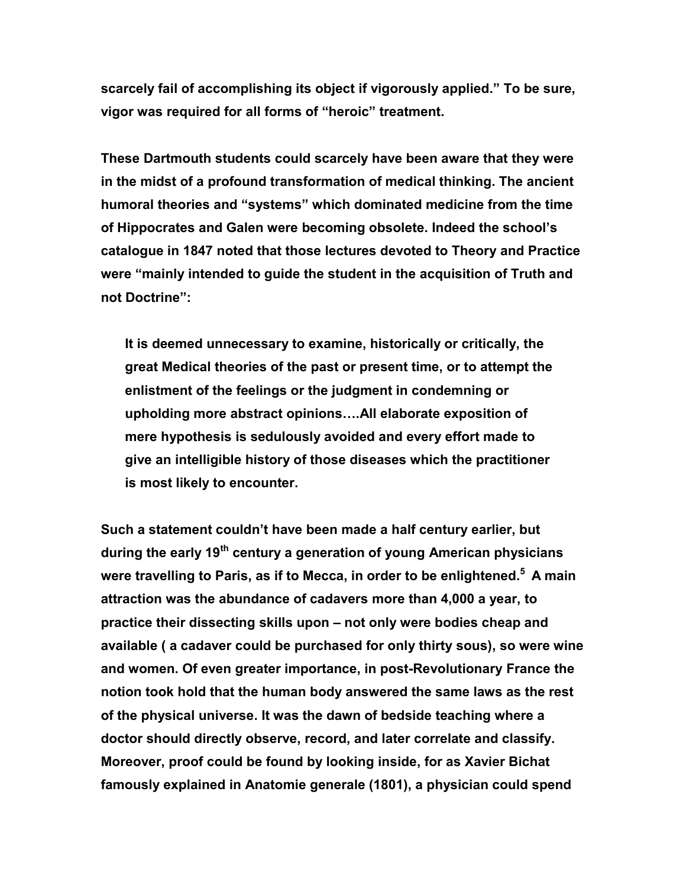scarcely fail of accomplishing its object if vigorously applied." To be sure, vigor was required for all forms of "heroic" treatment.

These Dartmouth students could scarcely have been aware that they were in the midst of a profound transformation of medical thinking. The ancient humoral theories and "systems" which dominated medicine from the time of Hippocrates and Galen were becoming obsolete. Indeed the school's catalogue in 1847 noted that those lectures devoted to Theory and Practice were "mainly intended to guide the student in the acquisition of Truth and not Doctrine":

> It is deemed unnecessary to examine, historically or critically, the great Medical theories of the past or present time, or to attempt the enlistment of the feelings or the judgment in condemning or upholding more abstract opinions….All elaborate exposition of mere hypothesis is sedulously avoided and every effort made to give an intelligible history of those diseases which the practitioner is most likely to encounter.

Such a statement couldn't have been made a half century earlier, but during the early 19th century a generation of young American physicians were travelling to Paris, as if to Mecca, in order to be enlightened.[5] A main attraction was the abundance of cadavers more than 4,000 a year, to practice their dissecting skills upon – not only were bodies cheap and available ( a cadaver could be purchased for only thirty sous), so were wine and women. Of even greater importance, in post-Revolutionary France the notion took hold that the human body answered the same laws as the rest of the physical universe. It was the dawn of bedside teaching where a doctor should directly observe, record, and later correlate and classify. Moreover, proof could be found by looking inside, for as Xavier Bichat famously explained in Anatomie generale (1801), a physician could spend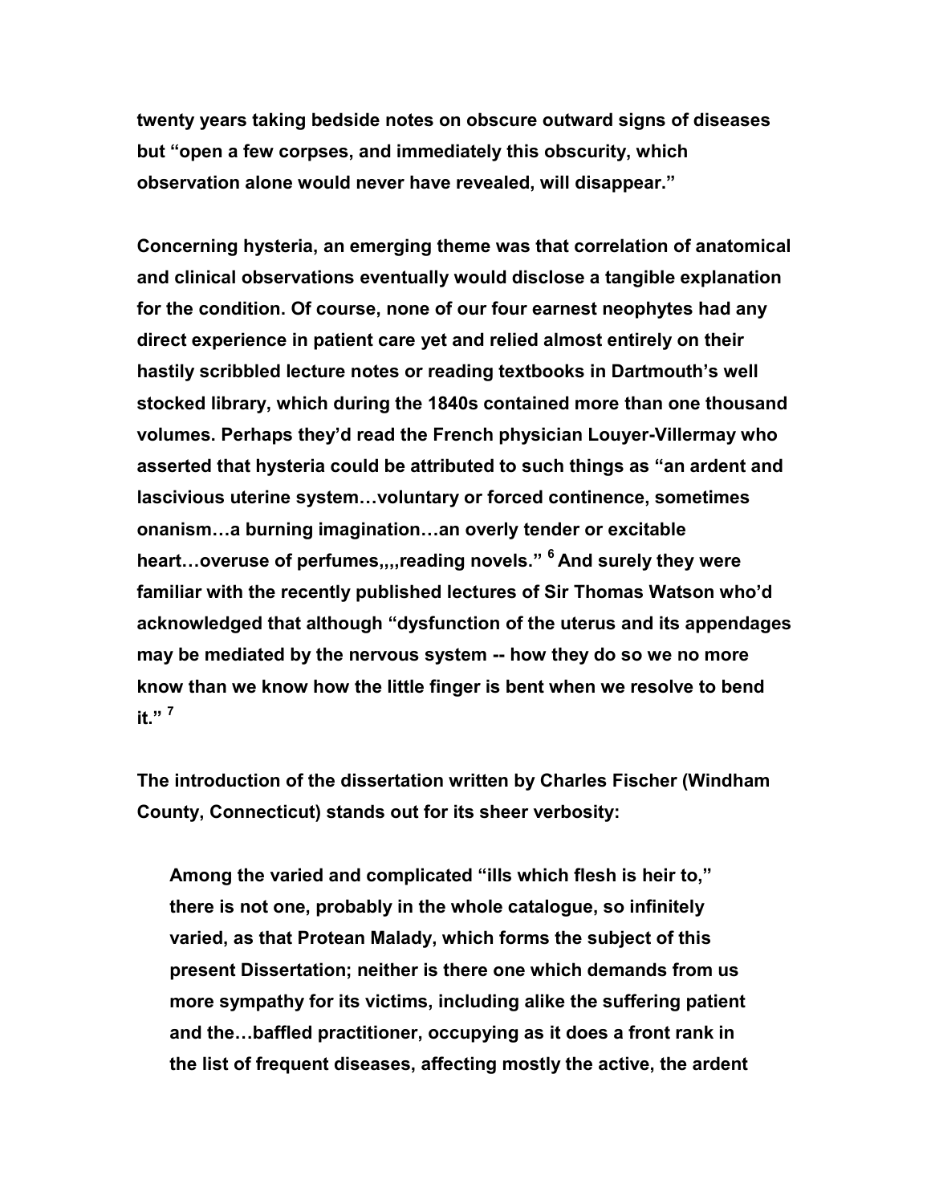twenty years taking bedside notes on obscure outward signs of diseases but "open a few corpses, and immediately this obscurity, which observation alone would never have revealed, will disappear."

Concerning hysteria, an emerging theme was that correlation of anatomical and clinical observations eventually would disclose a tangible explanation for the condition. Of course, none of our four earnest neophytes had any direct experience in patient care yet and relied almost entirely on their hastily scribbled lecture notes or reading textbooks in Dartmouth's well stocked library, which during the 1840s contained more than one thousand volumes. Perhaps they'd read the French physician Louyer-Villermay who asserted that hysteria could be attributed to such things as "an ardent and lascivious uterine system…voluntary or forced continence, sometimes onanism…a burning imagination…an overly tender or excitable heart…overuse of perfumes,,,,reading novels." [6] And surely they were familiar with the recently published lectures of Sir Thomas Watson who'd acknowledged that although "dysfunction of the uterus and its appendages may be mediated by the nervous system -- how they do so we no more know than we know how the little finger is bent when we resolve to bend it." [7]

The introduction of the dissertation written by Charles Fischer (Windham County, Connecticut) stands out for its sheer verbosity:

> Among the varied and complicated "ills which flesh is heir to," there is not one, probably in the whole catalogue, so infinitely varied, as that Protean Malady, which forms the subject of this present Dissertation; neither is there one which demands from us more sympathy for its victims, including alike the suffering patient and the…baffled practitioner, occupying as it does a front rank in the list of frequent diseases, affecting mostly the active, the ardent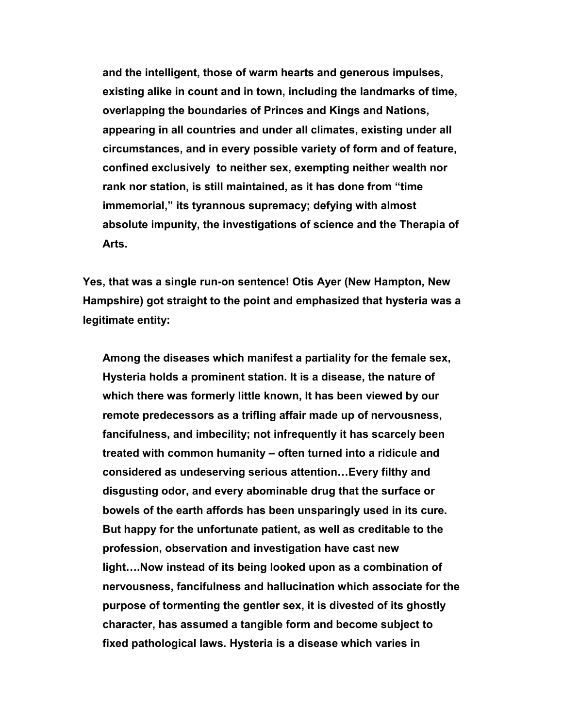> and the intelligent, those of warm hearts and generous impulses, existing alike in count and in town, including the landmarks of time, overlapping the boundaries of Princes and Kings and Nations, appearing in all countries and under all climates, existing under all circumstances, and in every possible variety of form and of feature, confined exclusively to neither sex, exempting neither wealth nor rank nor station, is still maintained, as it has done from "time immemorial," its tyrannous supremacy; defying with almost absolute impunity, the investigations of science and the Therapia of Arts.

Yes, that was a single run-on sentence! Otis Ayer (New Hampton, New Hampshire) got straight to the point and emphasized that hysteria was a legitimate entity:

> Among the diseases which manifest a partiality for the female sex, Hysteria holds a prominent station. It is a disease, the nature of which there was formerly little known, It has been viewed by our remote predecessors as a trifling affair made up of nervousness, fancifulness, and imbecility; not infrequently it has scarcely been treated with common humanity – often turned into a ridicule and considered as undeserving serious attention…Every filthy and disgusting odor, and every abominable drug that the surface or bowels of the earth affords has been unsparingly used in its cure. But happy for the unfortunate patient, as well as creditable to the profession, observation and investigation have cast new light….Now instead of its being looked upon as a combination of nervousness, fancifulness and hallucination which associate for the purpose of tormenting the gentler sex, it is divested of its ghostly character, has assumed a tangible form and become subject to fixed pathological laws. Hysteria is a disease which varies in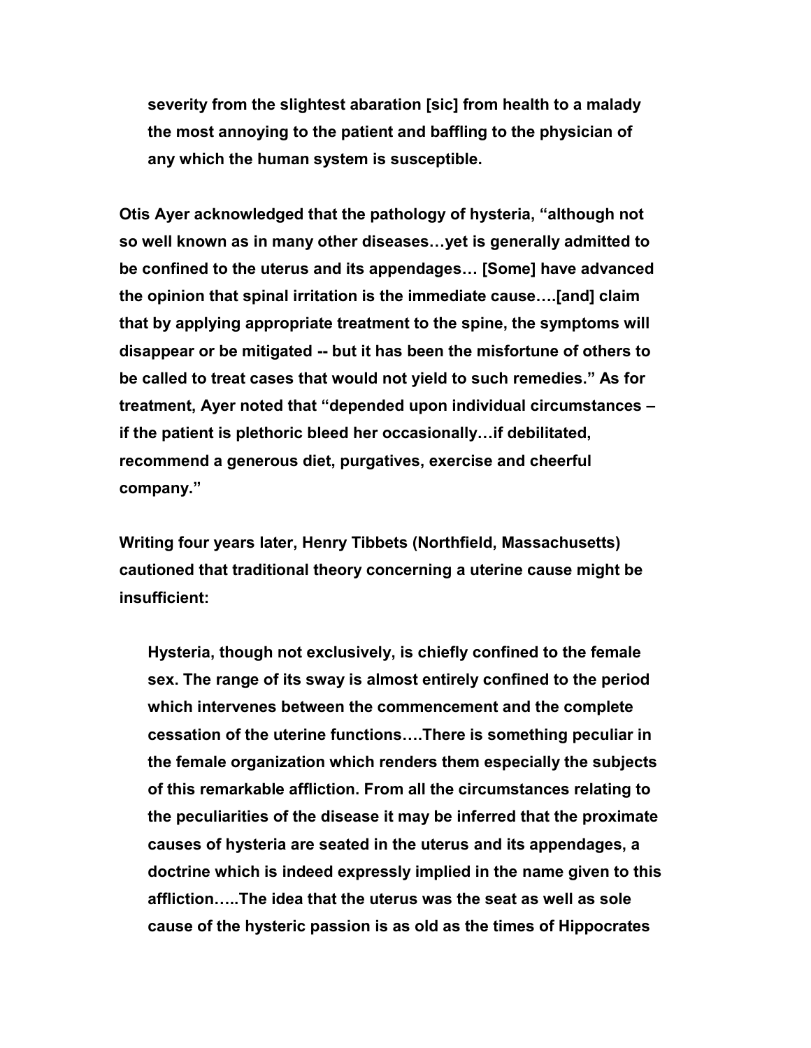> severity from the slightest abaration [sic] from health to a malady the most annoying to the patient and baffling to the physician of any which the human system is susceptible.

Otis Ayer acknowledged that the pathology of hysteria, "although not so well known as in many other diseases…yet is generally admitted to be confined to the uterus and its appendages… [Some] have advanced the opinion that spinal irritation is the immediate cause….[and] claim that by applying appropriate treatment to the spine, the symptoms will disappear or be mitigated -- but it has been the misfortune of others to be called to treat cases that would not yield to such remedies." As for treatment, Ayer noted that "depended upon individual circumstances – if the patient is plethoric bleed her occasionally…if debilitated, recommend a generous diet, purgatives, exercise and cheerful company."

Writing four years later, Henry Tibbets (Northfield, Massachusetts) cautioned that traditional theory concerning a uterine cause might be insufficient:

> Hysteria, though not exclusively, is chiefly confined to the female sex. The range of its sway is almost entirely confined to the period which intervenes between the commencement and the complete cessation of the uterine functions….There is something peculiar in the female organization which renders them especially the subjects of this remarkable affliction. From all the circumstances relating to the peculiarities of the disease it may be inferred that the proximate causes of hysteria are seated in the uterus and its appendages, a doctrine which is indeed expressly implied in the name given to this affliction…..The idea that the uterus was the seat as well as sole cause of the hysteric passion is as old as the times of Hippocrates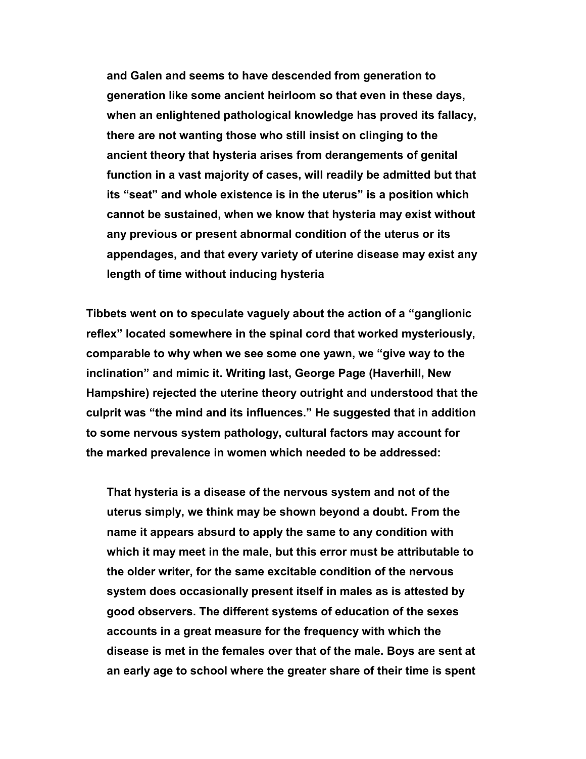> and Galen and seems to have descended from generation to generation like some ancient heirloom so that even in these days, when an enlightened pathological knowledge has proved its fallacy, there are not wanting those who still insist on clinging to the ancient theory that hysteria arises from derangements of genital function in a vast majority of cases, will readily be admitted but that its "seat" and whole existence is in the uterus" is a position which cannot be sustained, when we know that hysteria may exist without any previous or present abnormal condition of the uterus or its appendages, and that every variety of uterine disease may exist any length of time without inducing hysteria

Tibbets went on to speculate vaguely about the action of a "ganglionic reflex" located somewhere in the spinal cord that worked mysteriously, comparable to why when we see some one yawn, we "give way to the inclination" and mimic it. Writing last, George Page (Haverhill, New Hampshire) rejected the uterine theory outright and understood that the culprit was "the mind and its influences." He suggested that in addition to some nervous system pathology, cultural factors may account for the marked prevalence in women which needed to be addressed:

> That hysteria is a disease of the nervous system and not of the uterus simply, we think may be shown beyond a doubt. From the name it appears absurd to apply the same to any condition with which it may meet in the male, but this error must be attributable to the older writer, for the same excitable condition of the nervous system does occasionally present itself in males as is attested by good observers. The different systems of education of the sexes accounts in a great measure for the frequency with which the disease is met in the females over that of the male. Boys are sent at an early age to school where the greater share of their time is spent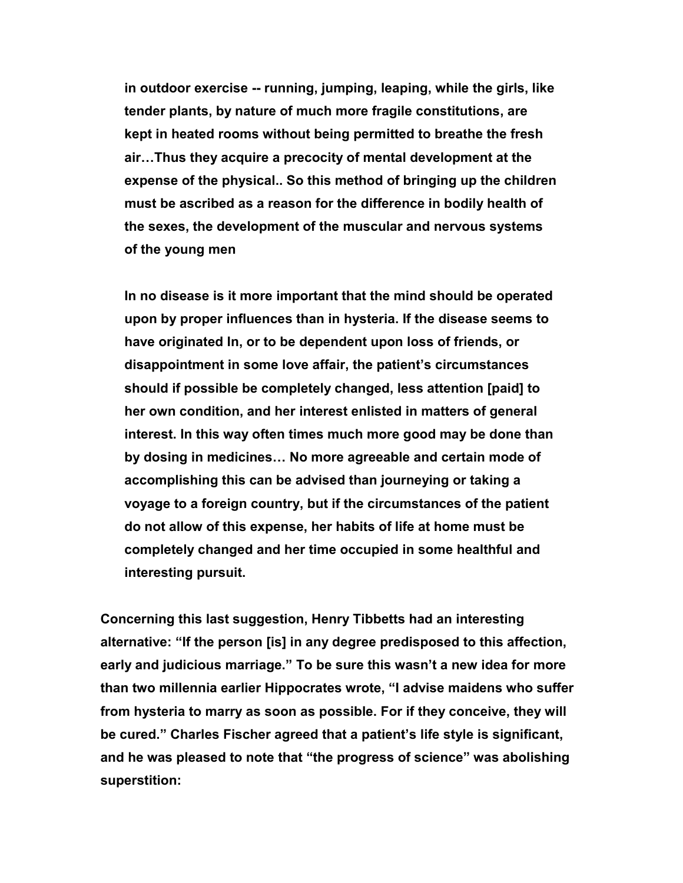> **in outdoor exercise -- running, jumping, leaping, while the girls, like tender plants, by nature of much more fragile constitutions, are kept in heated rooms without being permitted to breathe the fresh air…Thus they acquire a precocity of mental development at the expense of the physical.. So this method of bringing up the children must be ascribed as a reason for the difference in bodily health of the sexes, the development of the muscular and nervous systems of the young men**
>
> **In no disease is it more important that the mind should be operated upon by proper influences than in hysteria. If the disease seems to have originated In, or to be dependent upon loss of friends, or disappointment in some love affair, the patient's circumstances should if possible be completely changed, less attention [paid] to her own condition, and her interest enlisted in matters of general interest. In this way often times much more good may be done than by dosing in medicines… No more agreeable and certain mode of accomplishing this can be advised than journeying or taking a voyage to a foreign country, but if the circumstances of the patient do not allow of this expense, her habits of life at home must be completely changed and her time occupied in some healthful and interesting pursuit.**

**Concerning this last suggestion, Henry Tibbetts had an interesting alternative: "If the person [is] in any degree predisposed to this affection, early and judicious marriage." To be sure this wasn't a new idea for more than two millennia earlier Hippocrates wrote, "I advise maidens who suffer from hysteria to marry as soon as possible. For if they conceive, they will be cured." Charles Fischer agreed that a patient's life style is significant, and he was pleased to note that "the progress of science" was abolishing superstition:**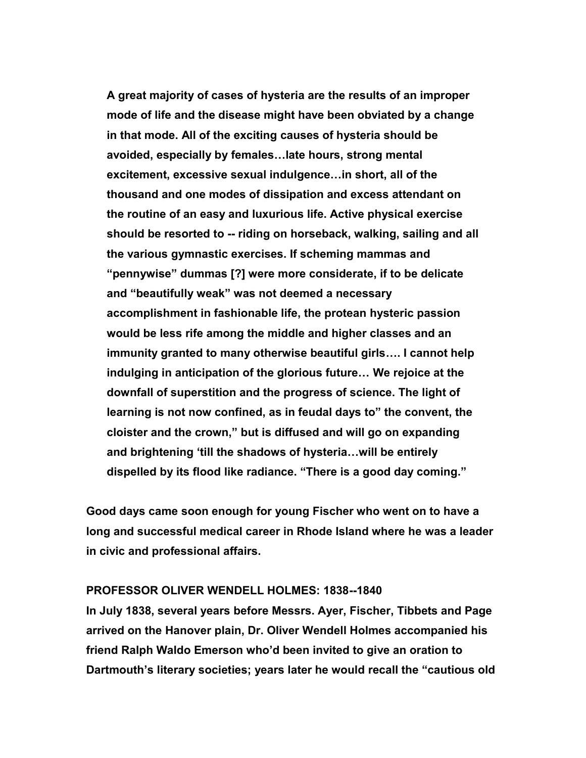> A great majority of cases of hysteria are the results of an improper mode of life and the disease might have been obviated by a change in that mode. All of the exciting causes of hysteria should be avoided, especially by females…late hours, strong mental excitement, excessive sexual indulgence…in short, all of the thousand and one modes of dissipation and excess attendant on the routine of an easy and luxurious life. Active physical exercise should be resorted to -- riding on horseback, walking, sailing and all the various gymnastic exercises. If scheming mammas and "pennywise" dummas [?] were more considerate, if to be delicate and "beautifully weak" was not deemed a necessary accomplishment in fashionable life, the protean hysteric passion would be less rife among the middle and higher classes and an immunity granted to many otherwise beautiful girls…. I cannot help indulging in anticipation of the glorious future… We rejoice at the downfall of superstition and the progress of science. The light of learning is not now confined, as in feudal days to" the convent, the cloister and the crown," but is diffused and will go on expanding and brightening 'till the shadows of hysteria…will be entirely dispelled by its flood like radiance. "There is a good day coming."

Good days came soon enough for young Fischer who went on to have a long and successful medical career in Rhode Island where he was a leader in civic and professional affairs.

## PROFESSOR OLIVER WENDELL HOLMES: 1838--1840

In July 1838, several years before Messrs. Ayer, Fischer, Tibbets and Page arrived on the Hanover plain, Dr. Oliver Wendell Holmes accompanied his friend Ralph Waldo Emerson who'd been invited to give an oration to Dartmouth's literary societies; years later he would recall the "cautious old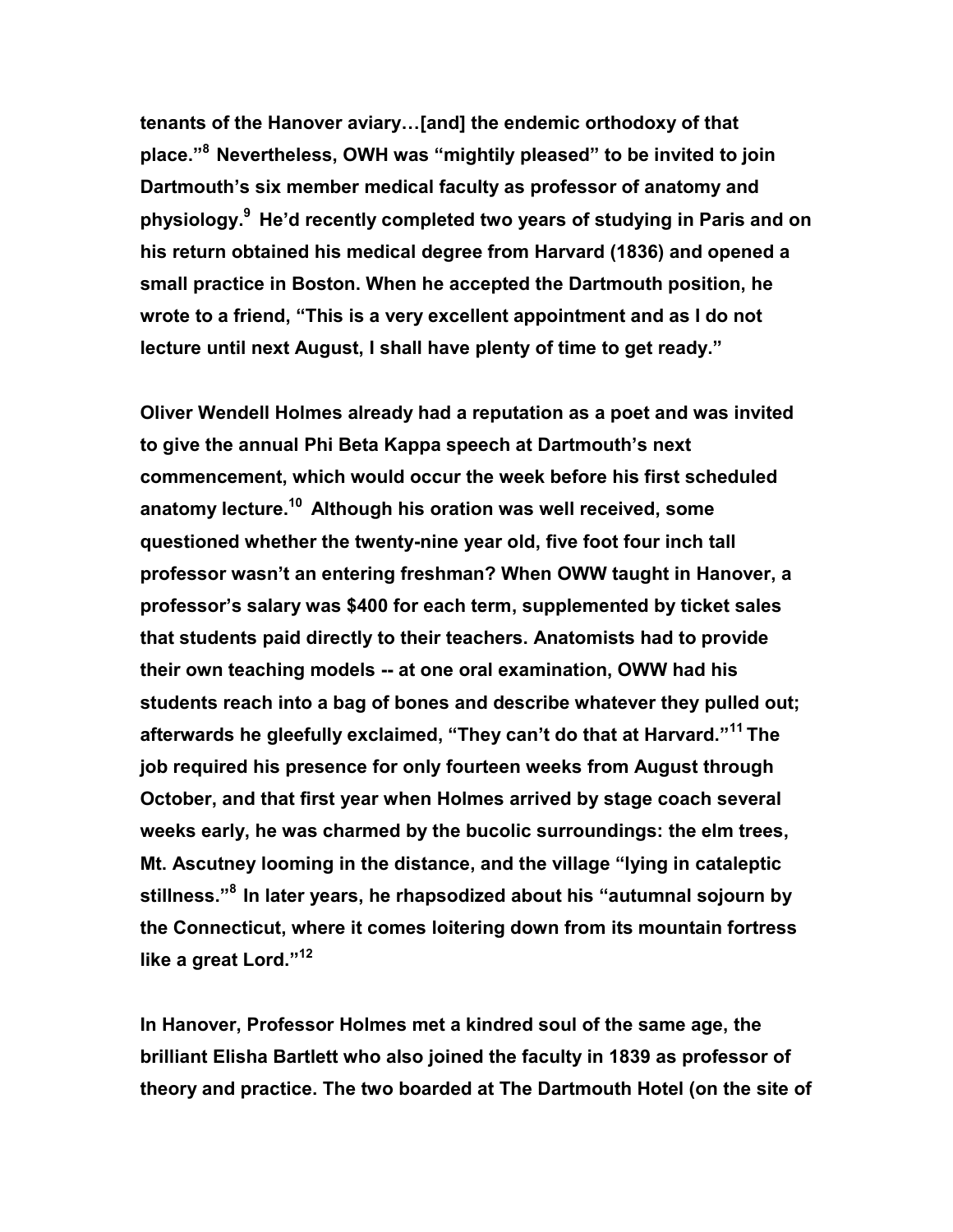**tenants of the Hanover aviary…[and] the endemic orthodoxy of that place."[8] Nevertheless, OWH was "mightily pleased" to be invited to join Dartmouth's six member medical faculty as professor of anatomy and physiology.[9] He'd recently completed two years of studying in Paris and on his return obtained his medical degree from Harvard (1836) and opened a small practice in Boston. When he accepted the Dartmouth position, he wrote to a friend, "This is a very excellent appointment and as I do not lecture until next August, I shall have plenty of time to get ready."**

**Oliver Wendell Holmes already had a reputation as a poet and was invited to give the annual Phi Beta Kappa speech at Dartmouth's next commencement, which would occur the week before his first scheduled anatomy lecture.[10] Although his oration was well received, some questioned whether the twenty-nine year old, five foot four inch tall professor wasn't an entering freshman? When OWW taught in Hanover, a professor's salary was $400 for each term, supplemented by ticket sales that students paid directly to their teachers. Anatomists had to provide their own teaching models -- at one oral examination, OWW had his students reach into a bag of bones and describe whatever they pulled out; afterwards he gleefully exclaimed, "They can't do that at Harvard."[11] The job required his presence for only fourteen weeks from August through October, and that first year when Holmes arrived by stage coach several weeks early, he was charmed by the bucolic surroundings: the elm trees, Mt. Ascutney looming in the distance, and the village "lying in cataleptic stillness."[8] In later years, he rhapsodized about his "autumnal sojourn by the Connecticut, where it comes loitering down from its mountain fortress like a great Lord."[12]**

**In Hanover, Professor Holmes met a kindred soul of the same age, the brilliant Elisha Bartlett who also joined the faculty in 1839 as professor of theory and practice. The two boarded at The Dartmouth Hotel (on the site of**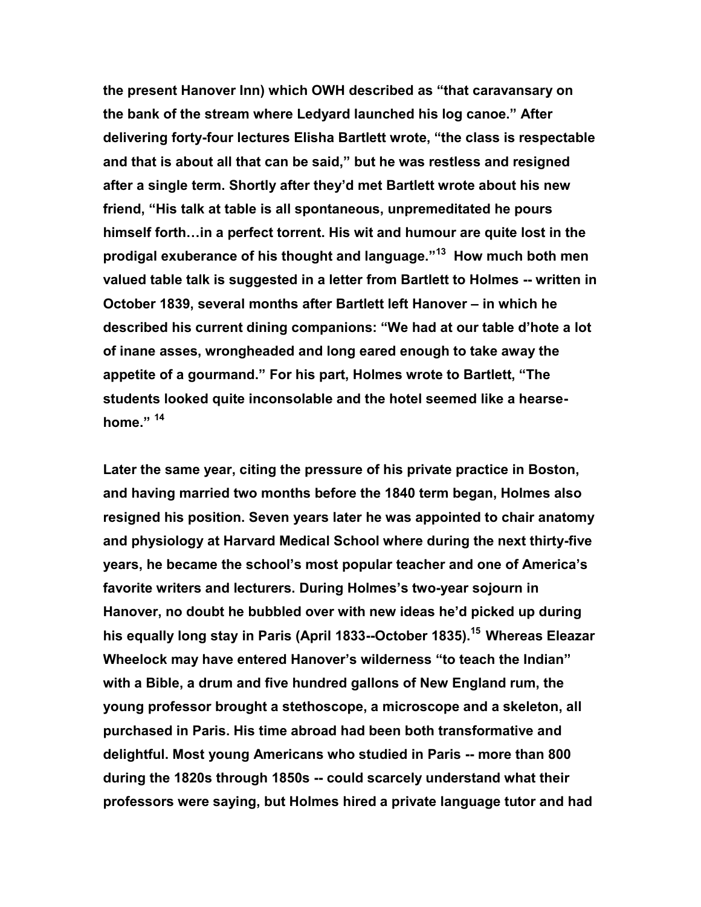the present Hanover Inn) which OWH described as "that caravansary on the bank of the stream where Ledyard launched his log canoe." After delivering forty-four lectures Elisha Bartlett wrote, "the class is respectable and that is about all that can be said," but he was restless and resigned after a single term. Shortly after they'd met Bartlett wrote about his new friend, "His talk at table is all spontaneous, unpremeditated he pours himself forth…in a perfect torrent. His wit and humour are quite lost in the prodigal exuberance of his thought and language."[13] How much both men valued table talk is suggested in a letter from Bartlett to Holmes -- written in October 1839, several months after Bartlett left Hanover – in which he described his current dining companions: "We had at our table d'hote a lot of inane asses, wrongheaded and long eared enough to take away the appetite of a gourmand." For his part, Holmes wrote to Bartlett, "The students looked quite inconsolable and the hotel seemed like a hearse-home." [14]

Later the same year, citing the pressure of his private practice in Boston, and having married two months before the 1840 term began, Holmes also resigned his position. Seven years later he was appointed to chair anatomy and physiology at Harvard Medical School where during the next thirty-five years, he became the school's most popular teacher and one of America's favorite writers and lecturers. During Holmes's two-year sojourn in Hanover, no doubt he bubbled over with new ideas he'd picked up during his equally long stay in Paris (April 1833--October 1835).[15] Whereas Eleazar Wheelock may have entered Hanover's wilderness "to teach the Indian" with a Bible, a drum and five hundred gallons of New England rum, the young professor brought a stethoscope, a microscope and a skeleton, all purchased in Paris. His time abroad had been both transformative and delightful. Most young Americans who studied in Paris -- more than 800 during the 1820s through 1850s -- could scarcely understand what their professors were saying, but Holmes hired a private language tutor and had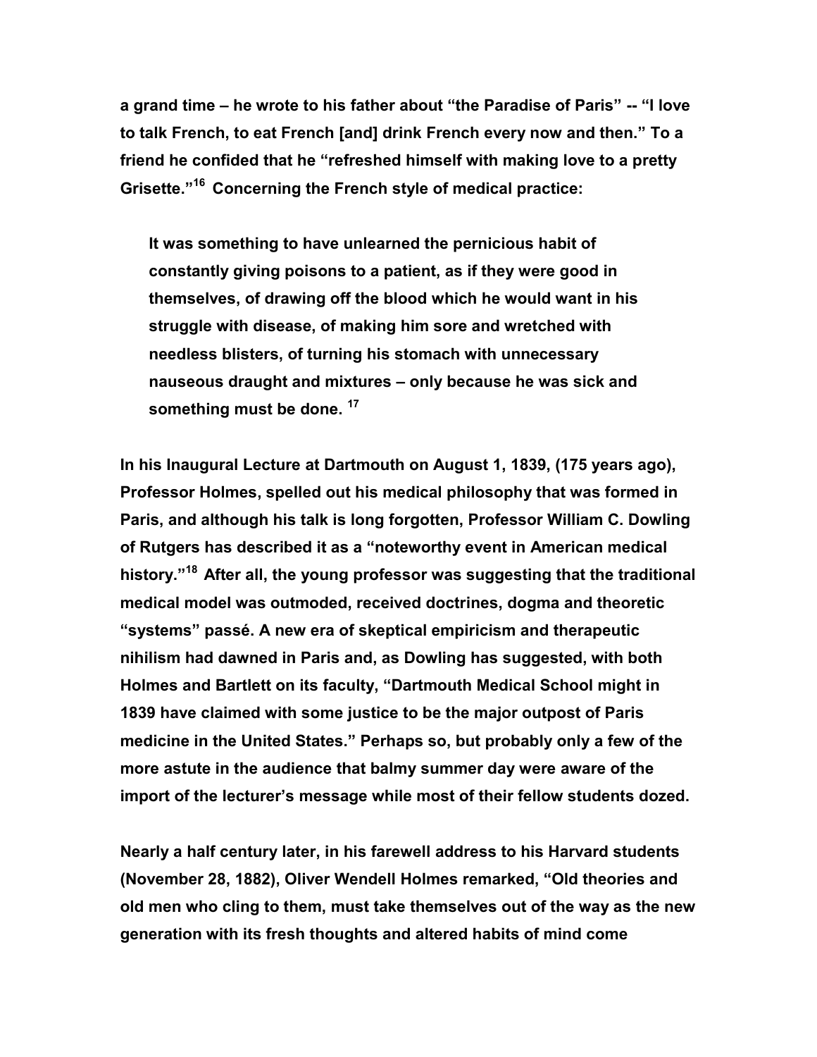**a grand time – he wrote to his father about "the Paradise of Paris" -- "I love to talk French, to eat French [and] drink French every now and then." To a friend he confided that he "refreshed himself with making love to a pretty Grisette."[16] Concerning the French style of medical practice:**

> **It was something to have unlearned the pernicious habit of constantly giving poisons to a patient, as if they were good in themselves, of drawing off the blood which he would want in his struggle with disease, of making him sore and wretched with needless blisters, of turning his stomach with unnecessary nauseous draught and mixtures – only because he was sick and something must be done.[17]**

**In his Inaugural Lecture at Dartmouth on August 1, 1839, (175 years ago), Professor Holmes, spelled out his medical philosophy that was formed in Paris, and although his talk is long forgotten, Professor William C. Dowling of Rutgers has described it as a "noteworthy event in American medical history."[18] After all, the young professor was suggesting that the traditional medical model was outmoded, received doctrines, dogma and theoretic "systems" passé. A new era of skeptical empiricism and therapeutic nihilism had dawned in Paris and, as Dowling has suggested, with both Holmes and Bartlett on its faculty, "Dartmouth Medical School might in 1839 have claimed with some justice to be the major outpost of Paris medicine in the United States." Perhaps so, but probably only a few of the more astute in the audience that balmy summer day were aware of the import of the lecturer's message while most of their fellow students dozed.**

**Nearly a half century later, in his farewell address to his Harvard students (November 28, 1882), Oliver Wendell Holmes remarked, "Old theories and old men who cling to them, must take themselves out of the way as the new generation with its fresh thoughts and altered habits of mind come**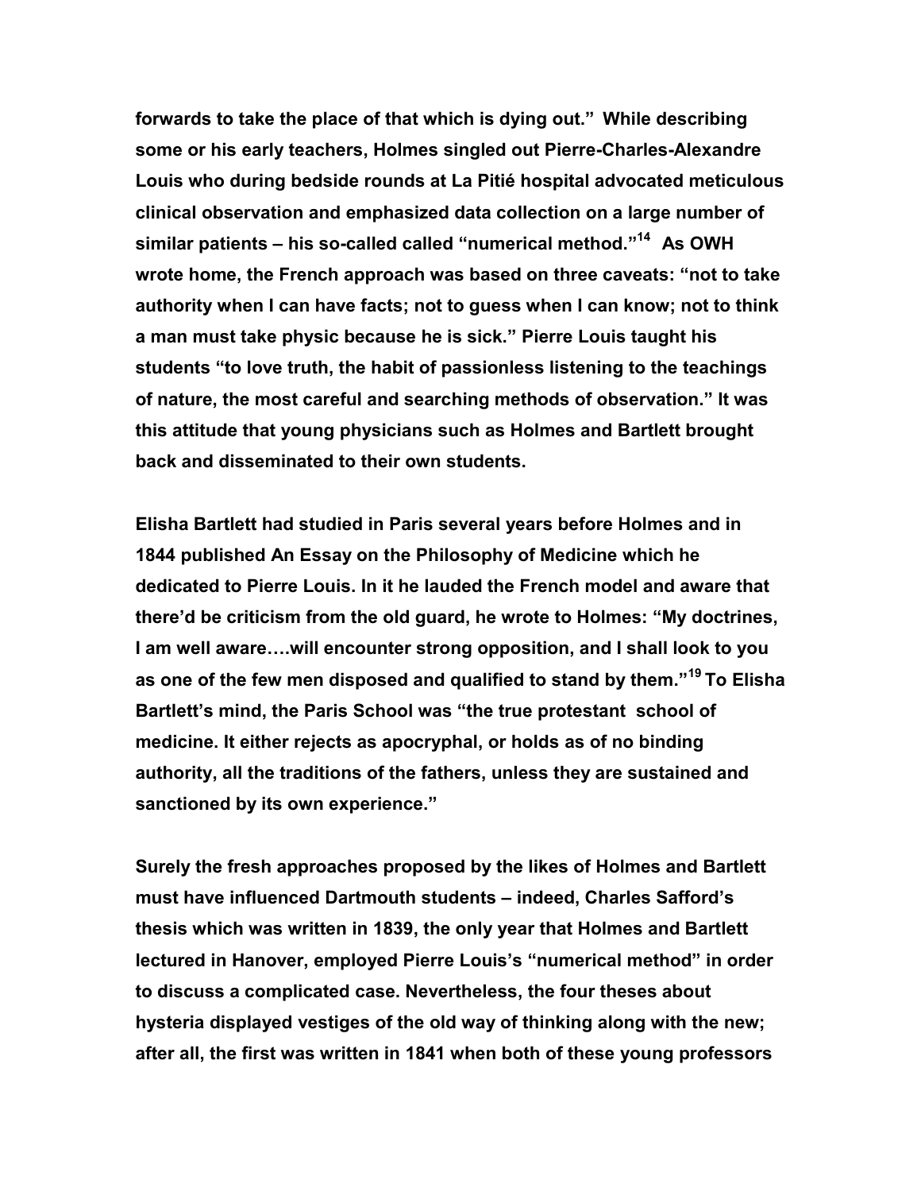forwards to take the place of that which is dying out." While describing some or his early teachers, Holmes singled out Pierre-Charles-Alexandre Louis who during bedside rounds at La Pitié hospital advocated meticulous clinical observation and emphasized data collection on a large number of similar patients – his so-called called "numerical method."[14] As OWH wrote home, the French approach was based on three caveats: "not to take authority when I can have facts; not to guess when I can know; not to think a man must take physic because he is sick." Pierre Louis taught his students "to love truth, the habit of passionless listening to the teachings of nature, the most careful and searching methods of observation." It was this attitude that young physicians such as Holmes and Bartlett brought back and disseminated to their own students.

Elisha Bartlett had studied in Paris several years before Holmes and in 1844 published An Essay on the Philosophy of Medicine which he dedicated to Pierre Louis. In it he lauded the French model and aware that there'd be criticism from the old guard, he wrote to Holmes: "My doctrines, I am well aware….will encounter strong opposition, and I shall look to you as one of the few men disposed and qualified to stand by them."[19] To Elisha Bartlett's mind, the Paris School was "the true protestant school of medicine. It either rejects as apocryphal, or holds as of no binding authority, all the traditions of the fathers, unless they are sustained and sanctioned by its own experience."

Surely the fresh approaches proposed by the likes of Holmes and Bartlett must have influenced Dartmouth students – indeed, Charles Safford's thesis which was written in 1839, the only year that Holmes and Bartlett lectured in Hanover, employed Pierre Louis's "numerical method" in order to discuss a complicated case. Nevertheless, the four theses about hysteria displayed vestiges of the old way of thinking along with the new; after all, the first was written in 1841 when both of these young professors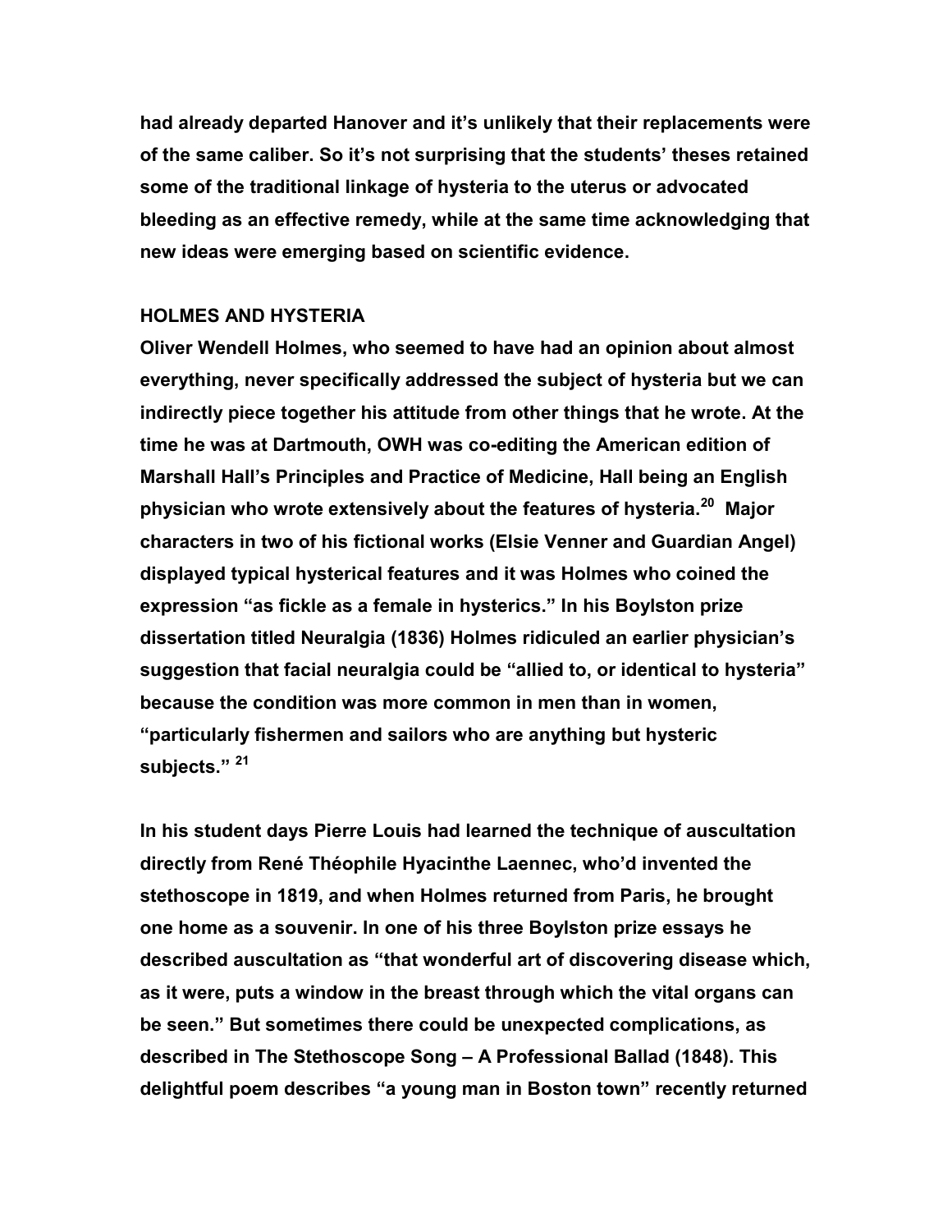had already departed Hanover and it's unlikely that their replacements were of the same caliber. So it's not surprising that the students' theses retained some of the traditional linkage of hysteria to the uterus or advocated bleeding as an effective remedy, while at the same time acknowledging that new ideas were emerging based on scientific evidence.

## HOLMES AND HYSTERIA

Oliver Wendell Holmes, who seemed to have had an opinion about almost everything, never specifically addressed the subject of hysteria but we can indirectly piece together his attitude from other things that he wrote. At the time he was at Dartmouth, OWH was co-editing the American edition of Marshall Hall's Principles and Practice of Medicine, Hall being an English physician who wrote extensively about the features of hysteria.[20] Major characters in two of his fictional works (Elsie Venner and Guardian Angel) displayed typical hysterical features and it was Holmes who coined the expression "as fickle as a female in hysterics." In his Boylston prize dissertation titled Neuralgia (1836) Holmes ridiculed an earlier physician's suggestion that facial neuralgia could be "allied to, or identical to hysteria" because the condition was more common in men than in women, "particularly fishermen and sailors who are anything but hysteric subjects." [21]

In his student days Pierre Louis had learned the technique of auscultation directly from René Théophile Hyacinthe Laennec, who'd invented the stethoscope in 1819, and when Holmes returned from Paris, he brought one home as a souvenir. In one of his three Boylston prize essays he described auscultation as "that wonderful art of discovering disease which, as it were, puts a window in the breast through which the vital organs can be seen." But sometimes there could be unexpected complications, as described in The Stethoscope Song – A Professional Ballad (1848). This delightful poem describes "a young man in Boston town" recently returned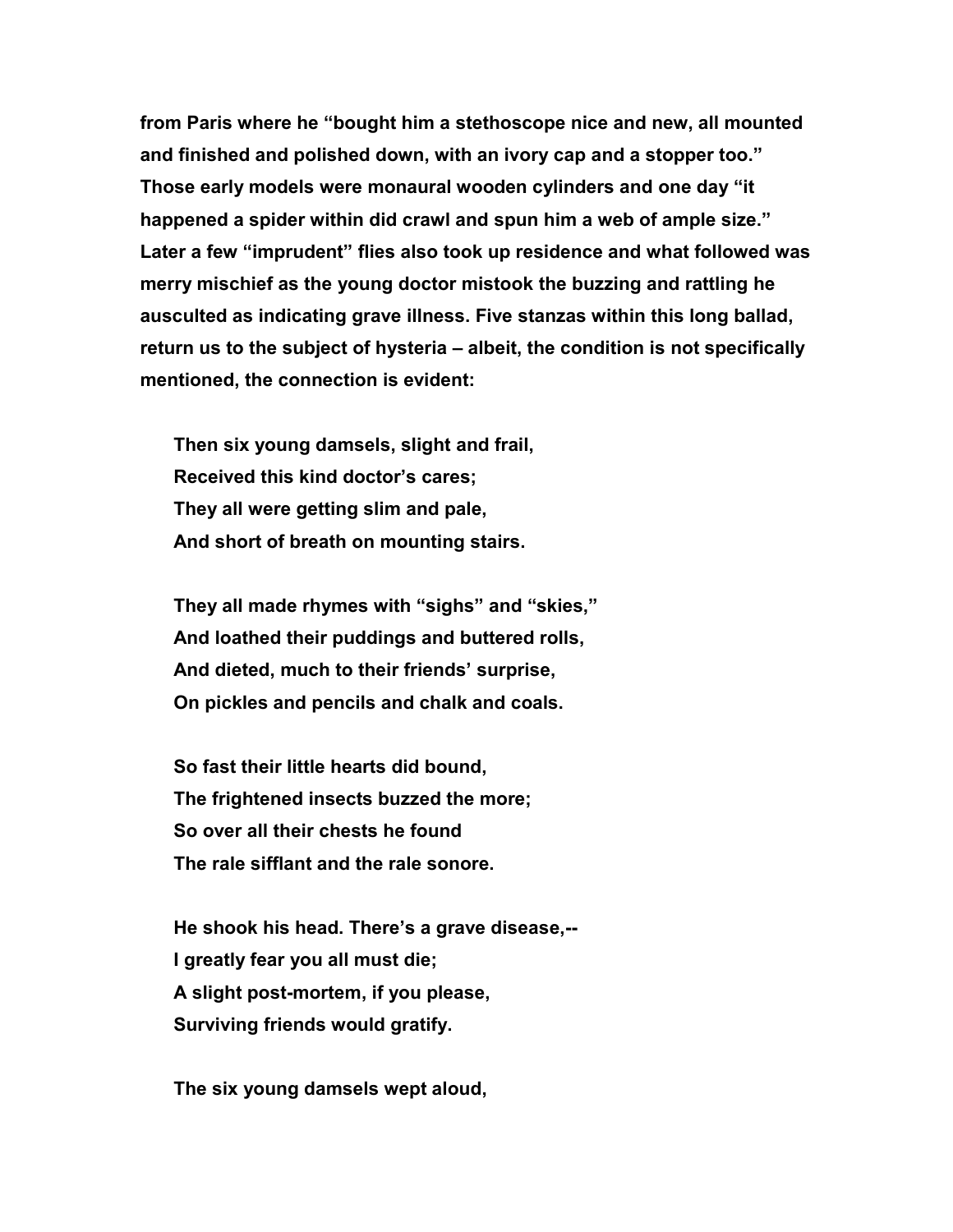**from Paris where he "bought him a stethoscope nice and new, all mounted and finished and polished down, with an ivory cap and a stopper too." Those early models were monaural wooden cylinders and one day "it happened a spider within did crawl and spun him a web of ample size." Later a few "imprudent" flies also took up residence and what followed was merry mischief as the young doctor mistook the buzzing and rattling he ausculted as indicating grave illness. Five stanzas within this long ballad, return us to the subject of hysteria – albeit, the condition is not specifically mentioned, the connection is evident:**

> **Then six young damsels, slight and frail,**
> **Received this kind doctor's cares;**
> **They all were getting slim and pale,**
> **And short of breath on mounting stairs.**
>
> **They all made rhymes with "sighs" and "skies,"**
> **And loathed their puddings and buttered rolls,**
> **And dieted, much to their friends' surprise,**
> **On pickles and pencils and chalk and coals.**
>
> **So fast their little hearts did bound,**
> **The frightened insects buzzed the more;**
> **So over all their chests he found**
> **The rale sifflant and the rale sonore.**
>
> **He shook his head. There's a grave disease,--**
> **I greatly fear you all must die;**
> **A slight post-mortem, if you please,**
> **Surviving friends would gratify.**
>
> **The six young damsels wept aloud,**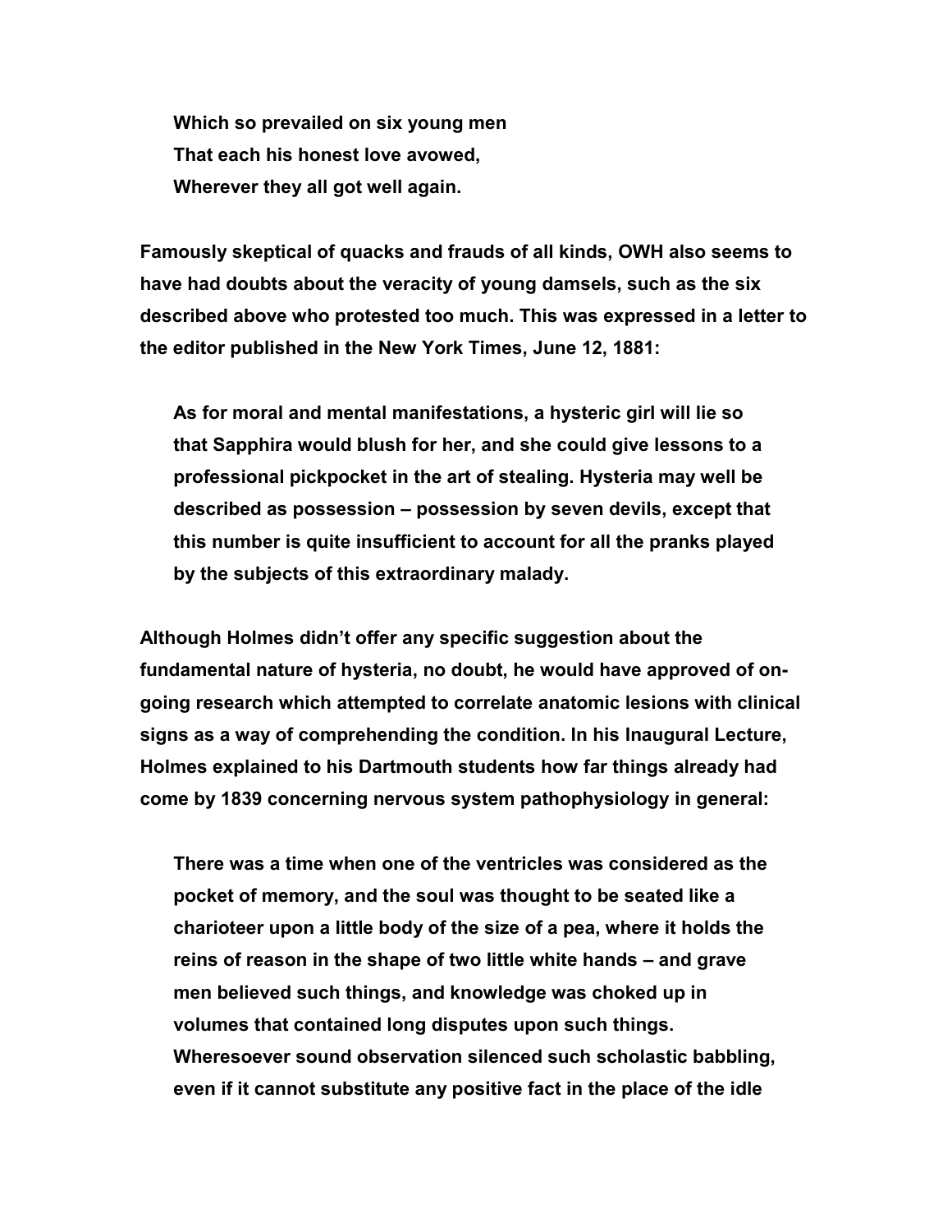> Which so prevailed on six young men
> That each his honest love avowed,
> Wherever they all got well again.

Famously skeptical of quacks and frauds of all kinds, OWH also seems to have had doubts about the veracity of young damsels, such as the six described above who protested too much. This was expressed in a letter to the editor published in the New York Times, June 12, 1881:

> As for moral and mental manifestations, a hysteric girl will lie so that Sapphira would blush for her, and she could give lessons to a professional pickpocket in the art of stealing. Hysteria may well be described as possession – possession by seven devils, except that this number is quite insufficient to account for all the pranks played by the subjects of this extraordinary malady.

Although Holmes didn't offer any specific suggestion about the fundamental nature of hysteria, no doubt, he would have approved of on-going research which attempted to correlate anatomic lesions with clinical signs as a way of comprehending the condition. In his Inaugural Lecture, Holmes explained to his Dartmouth students how far things already had come by 1839 concerning nervous system pathophysiology in general:

> There was a time when one of the ventricles was considered as the pocket of memory, and the soul was thought to be seated like a charioteer upon a little body of the size of a pea, where it holds the reins of reason in the shape of two little white hands – and grave men believed such things, and knowledge was choked up in volumes that contained long disputes upon such things. Wheresoever sound observation silenced such scholastic babbling, even if it cannot substitute any positive fact in the place of the idle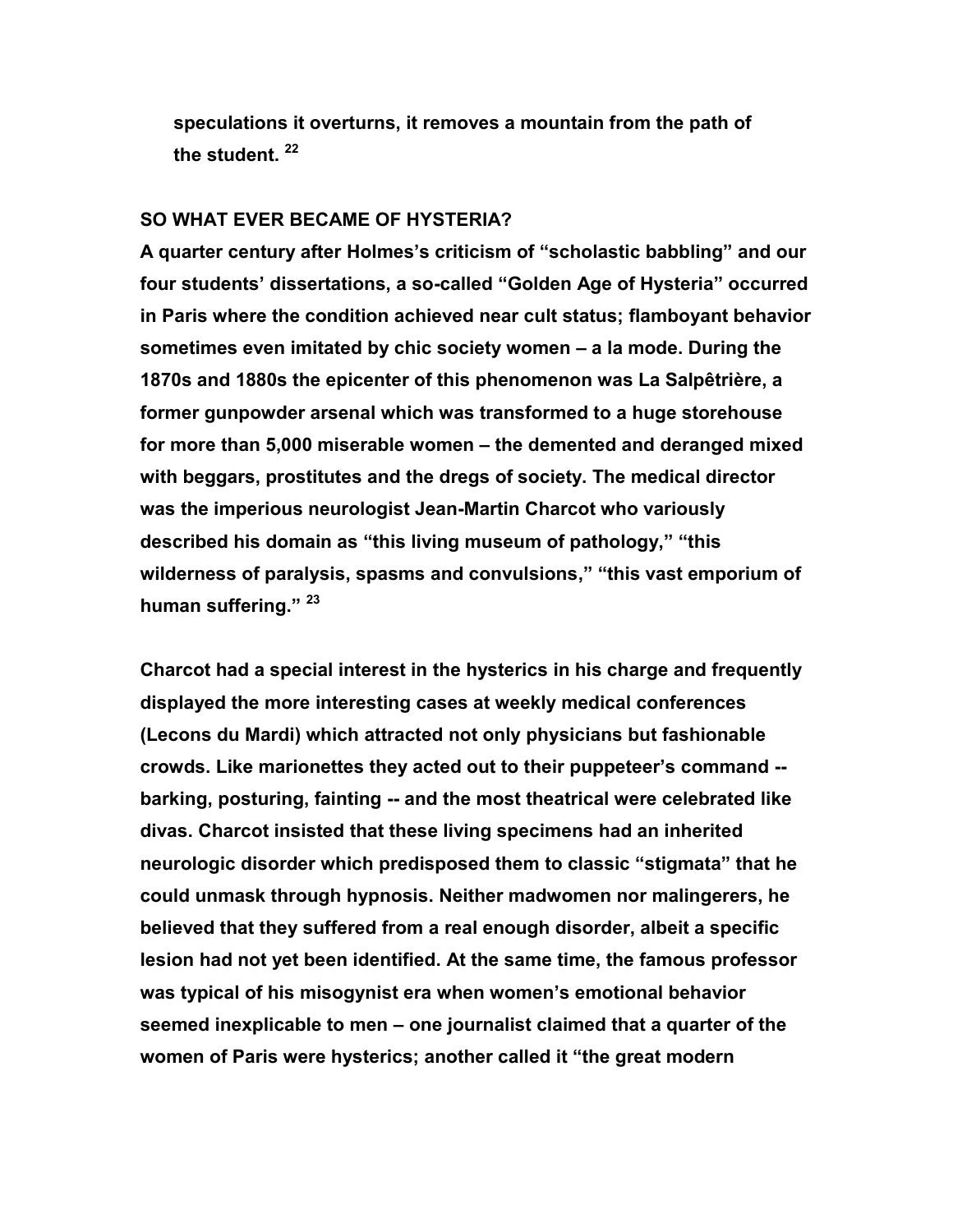**speculations it overturns, it removes a mountain from the path of the student.** [22]

## SO WHAT EVER BECAME OF HYSTERIA?

**A quarter century after Holmes's criticism of "scholastic babbling" and our four students' dissertations, a so-called "Golden Age of Hysteria" occurred in Paris where the condition achieved near cult status; flamboyant behavior sometimes even imitated by chic society women – a la mode. During the 1870s and 1880s the epicenter of this phenomenon was La Salpêtrière, a former gunpowder arsenal which was transformed to a huge storehouse for more than 5,000 miserable women – the demented and deranged mixed with beggars, prostitutes and the dregs of society. The medical director was the imperious neurologist Jean-Martin Charcot who variously described his domain as "this living museum of pathology," "this wilderness of paralysis, spasms and convulsions," "this vast emporium of human suffering."** [23]

**Charcot had a special interest in the hysterics in his charge and frequently displayed the more interesting cases at weekly medical conferences (Lecons du Mardi) which attracted not only physicians but fashionable crowds. Like marionettes they acted out to their puppeteer's command -- barking, posturing, fainting -- and the most theatrical were celebrated like divas. Charcot insisted that these living specimens had an inherited neurologic disorder which predisposed them to classic "stigmata" that he could unmask through hypnosis. Neither madwomen nor malingerers, he believed that they suffered from a real enough disorder, albeit a specific lesion had not yet been identified. At the same time, the famous professor was typical of his misogynist era when women's emotional behavior seemed inexplicable to men – one journalist claimed that a quarter of the women of Paris were hysterics; another called it "the great modern**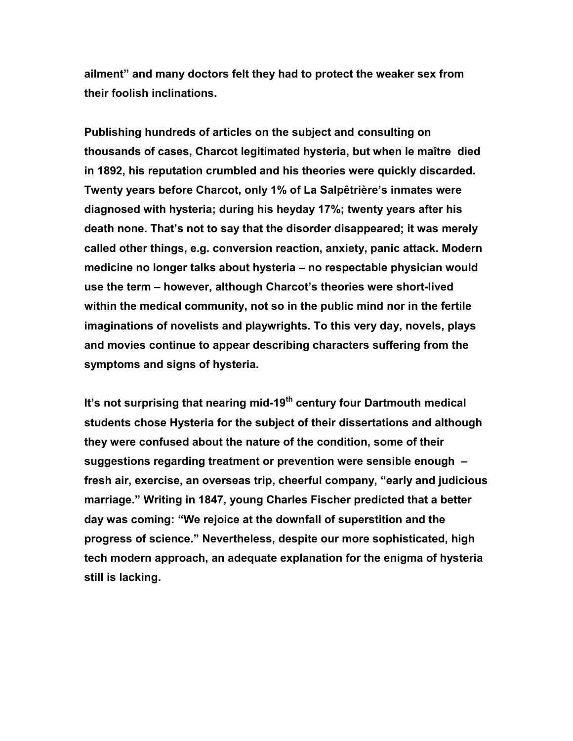**ailment" and many doctors felt they had to protect the weaker sex from their foolish inclinations.**

**Publishing hundreds of articles on the subject and consulting on thousands of cases, Charcot legitimated hysteria, but when le maître died in 1892, his reputation crumbled and his theories were quickly discarded. Twenty years before Charcot, only 1% of La Salpêtrière's inmates were diagnosed with hysteria; during his heyday 17%; twenty years after his death none. That's not to say that the disorder disappeared; it was merely called other things, e.g. conversion reaction, anxiety, panic attack. Modern medicine no longer talks about hysteria – no respectable physician would use the term – however, although Charcot's theories were short-lived within the medical community, not so in the public mind nor in the fertile imaginations of novelists and playwrights. To this very day, novels, plays and movies continue to appear describing characters suffering from the symptoms and signs of hysteria.**

**It's not surprising that nearing mid-19th century four Dartmouth medical students chose Hysteria for the subject of their dissertations and although they were confused about the nature of the condition, some of their suggestions regarding treatment or prevention were sensible enough – fresh air, exercise, an overseas trip, cheerful company, "early and judicious marriage." Writing in 1847, young Charles Fischer predicted that a better day was coming: "We rejoice at the downfall of superstition and the progress of science." Nevertheless, despite our more sophisticated, high tech modern approach, an adequate explanation for the enigma of hysteria still is lacking.**